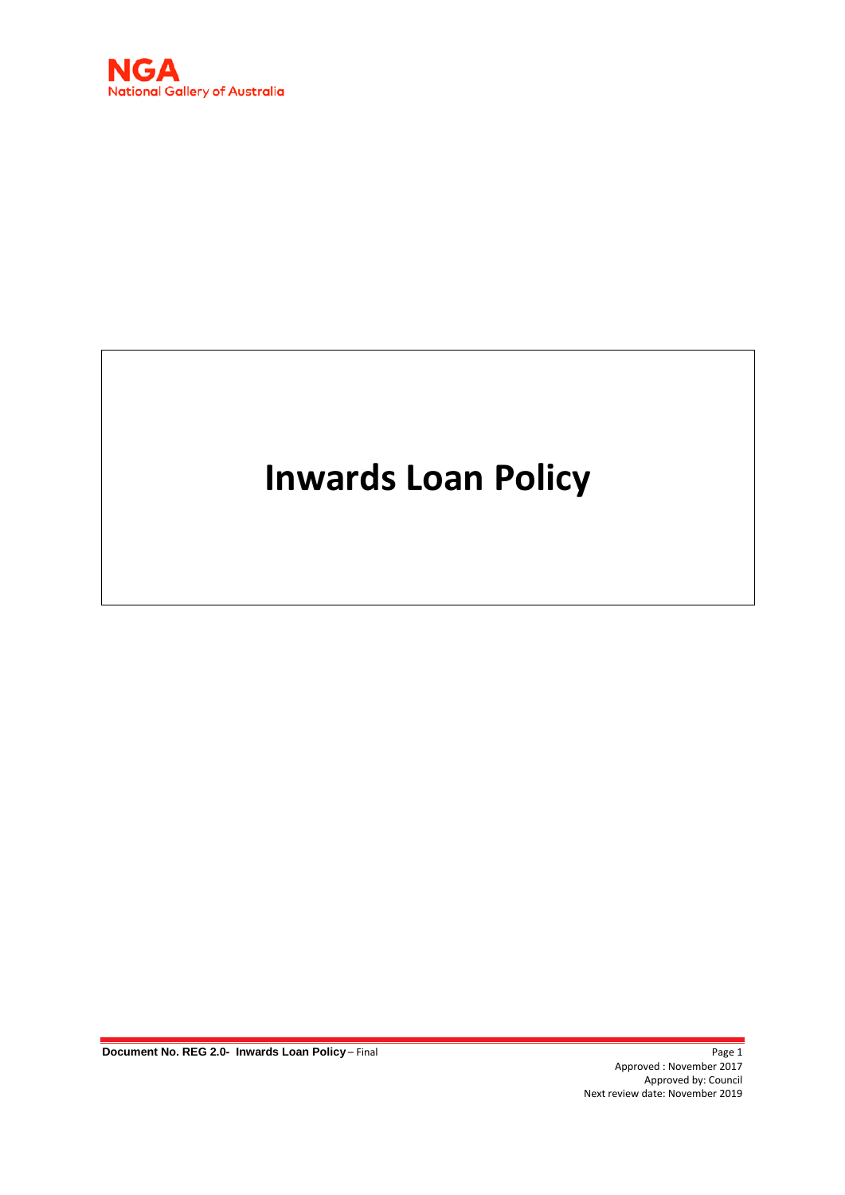NGA
National Gallery of Australia

# Inwards Loan Policy

**Document No. REG 2.0- Inwards Loan Policy** – Final

Approved : November 2017
Approved by: Council
Next review date: November 2019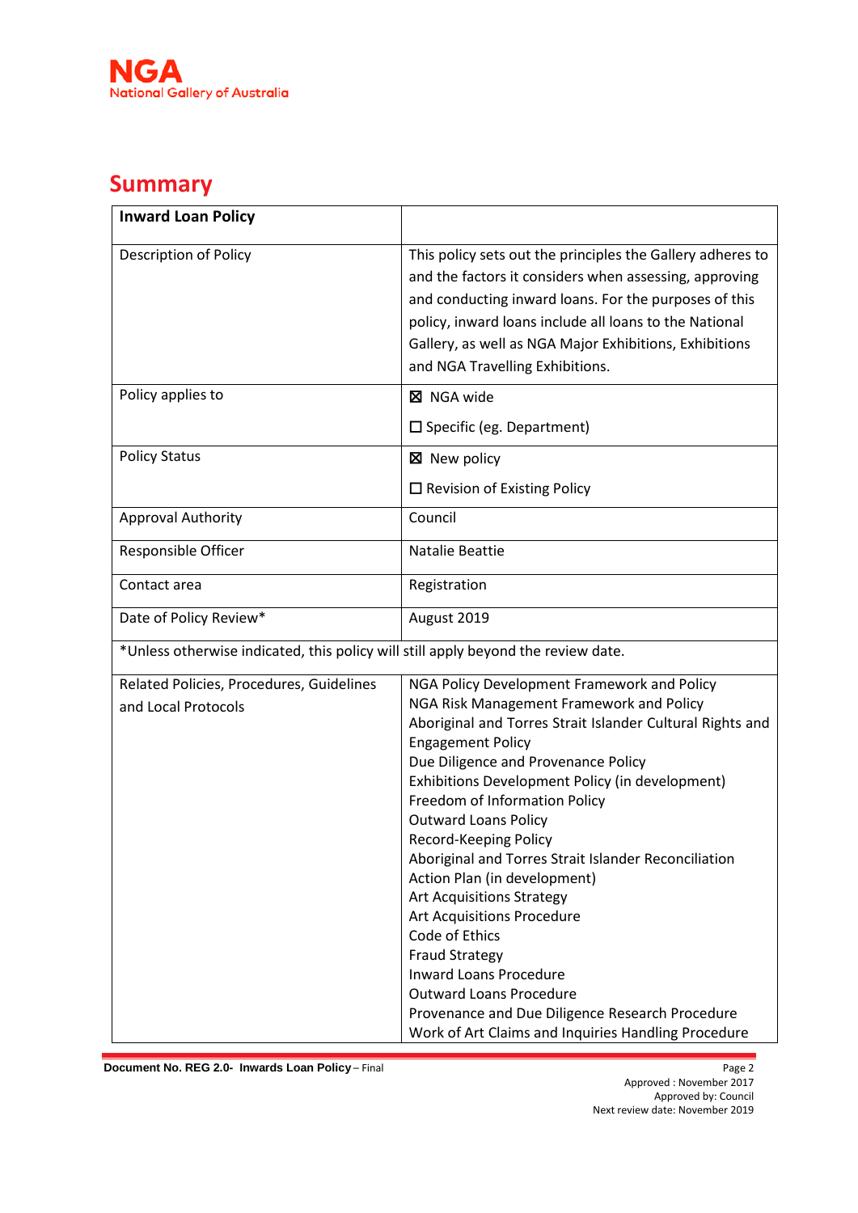## Summary

| Inward Loan Policy | |
|---|---|
| Description of Policy | This policy sets out the principles the Gallery adheres to and the factors it considers when assessing, approving and conducting inward loans. For the purposes of this policy, inward loans include all loans to the National Gallery, as well as NGA Major Exhibitions, Exhibitions and NGA Travelling Exhibitions. |
| Policy applies to | ☒ NGA wide<br><br>☐ Specific (eg. Department) |
| Policy Status | ☒ New policy<br><br>☐ Revision of Existing Policy |
| Approval Authority | Council |
| Responsible Officer | Natalie Beattie |
| Contact area | Registration |
| Date of Policy Review* | August 2019 |
| *Unless otherwise indicated, this policy will still apply beyond the review date. | |
| Related Policies, Procedures, Guidelines and Local Protocols | NGA Policy Development Framework and Policy<br>NGA Risk Management Framework and Policy<br>Aboriginal and Torres Strait Islander Cultural Rights and Engagement Policy<br>Due Diligence and Provenance Policy<br>Exhibitions Development Policy (in development)<br>Freedom of Information Policy<br>Outward Loans Policy<br>Record-Keeping Policy<br>Aboriginal and Torres Strait Islander Reconciliation Action Plan (in development)<br>Art Acquisitions Strategy<br>Art Acquisitions Procedure<br>Code of Ethics<br>Fraud Strategy<br>Inward Loans Procedure<br>Outward Loans Procedure<br>Provenance and Due Diligence Research Procedure<br>Work of Art Claims and Inquiries Handling Procedure |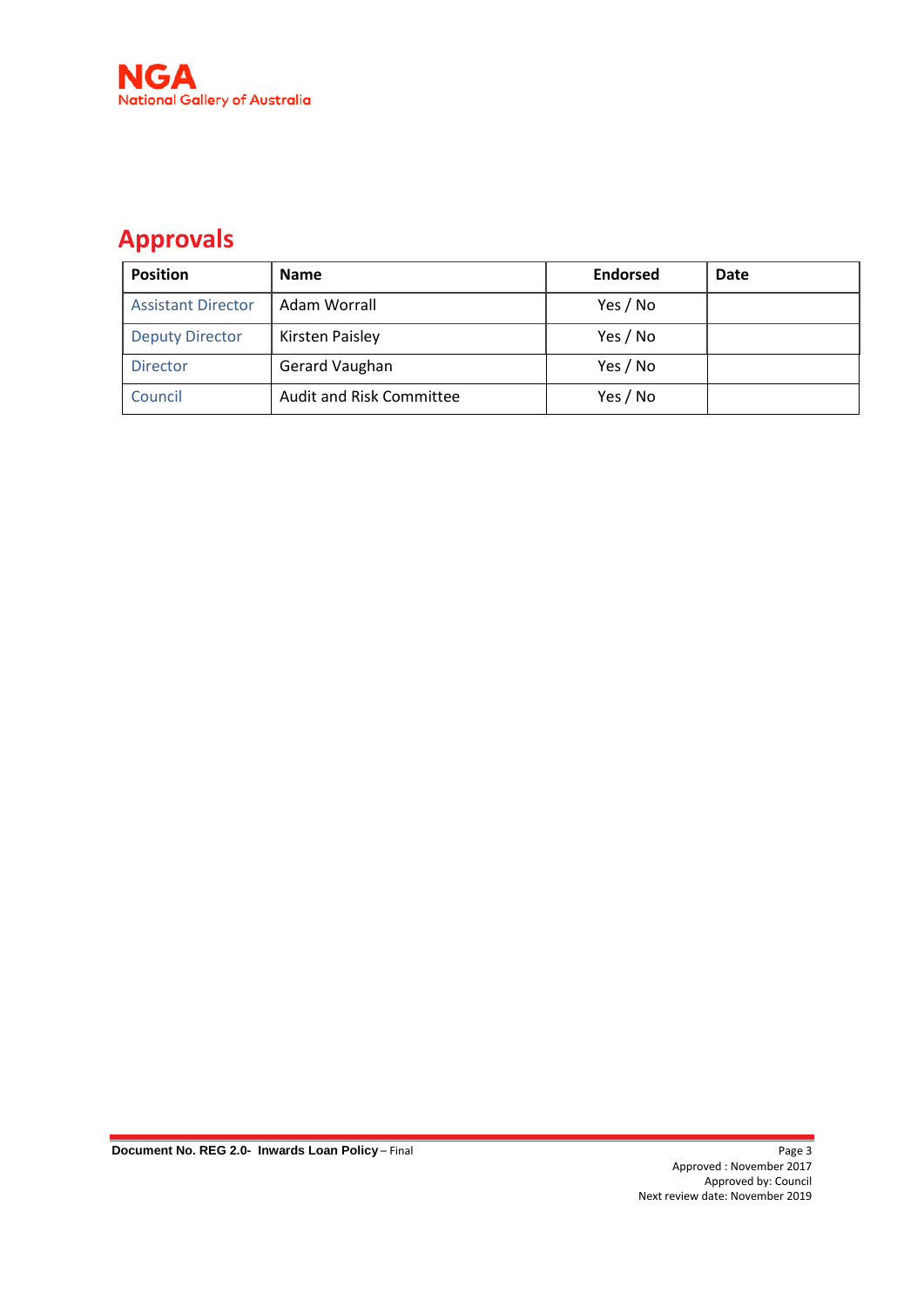# Approvals

| Position | Name | Endorsed | Date |
|---|---|---|---|
| Assistant Director | Adam Worrall | Yes / No | |
| Deputy Director | Kirsten Paisley | Yes / No | |
| Director | Gerard Vaughan | Yes / No | |
| Council | Audit and Risk Committee | Yes / No | |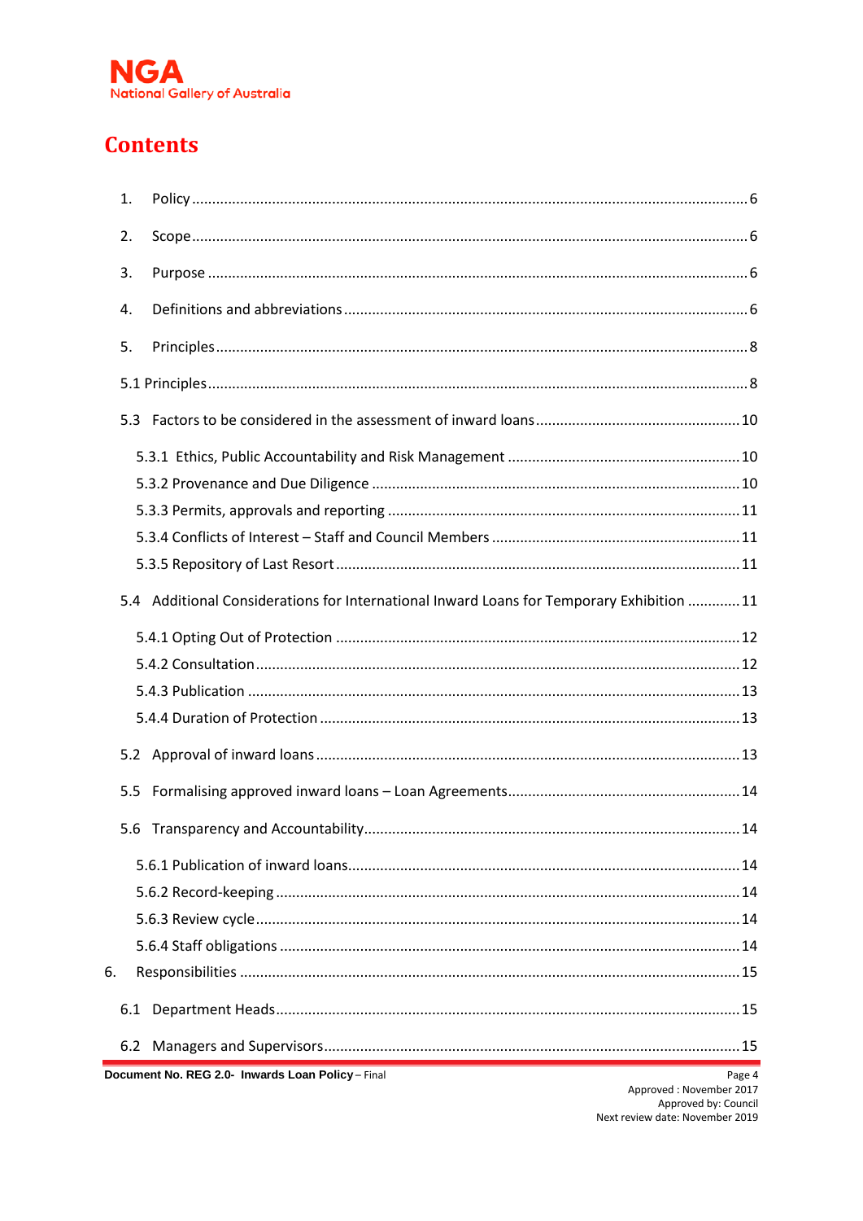# Contents

1. Policy ........................................................................................................................ 6
2. Scope ........................................................................................................................ 6
3. Purpose .................................................................................................................... 6
4. Definitions and abbreviations .................................................................................. 6
5. Principles .................................................................................................................. 8

5.1 Principles .................................................................................................................... 8

5.3 Factors to be considered in the assessment of inward loans .................................. 10

- 5.3.1 Ethics, Public Accountability and Risk Management ......................................... 10
- 5.3.2 Provenance and Due Diligence .......................................................................... 10
- 5.3.3 Permits, approvals and reporting ...................................................................... 11
- 5.3.4 Conflicts of Interest – Staff and Council Members ............................................. 11
- 5.3.5 Repository of Last Resort .................................................................................... 11

5.4 Additional Considerations for International Inward Loans for Temporary Exhibition ............ 11

- 5.4.1 Opting Out of Protection .................................................................................. 12
- 5.4.2 Consultation ....................................................................................................... 12
- 5.4.3 Publication ........................................................................................................ 13
- 5.4.4 Duration of Protection ...................................................................................... 13

5.2 Approval of inward loans ........................................................................................ 13

5.5 Formalising approved inward loans – Loan Agreements ......................................... 14

5.6 Transparency and Accountability ............................................................................ 14

- 5.6.1 Publication of inward loans ................................................................................ 14
- 5.6.2 Record-keeping .................................................................................................. 14
- 5.6.3 Review cycle ....................................................................................................... 14
- 5.6.4 Staff obligations ................................................................................................ 14

6. Responsibilities ........................................................................................................... 15

6.1 Department Heads .................................................................................................... 15

6.2 Managers and Supervisors ......................................................................................... 15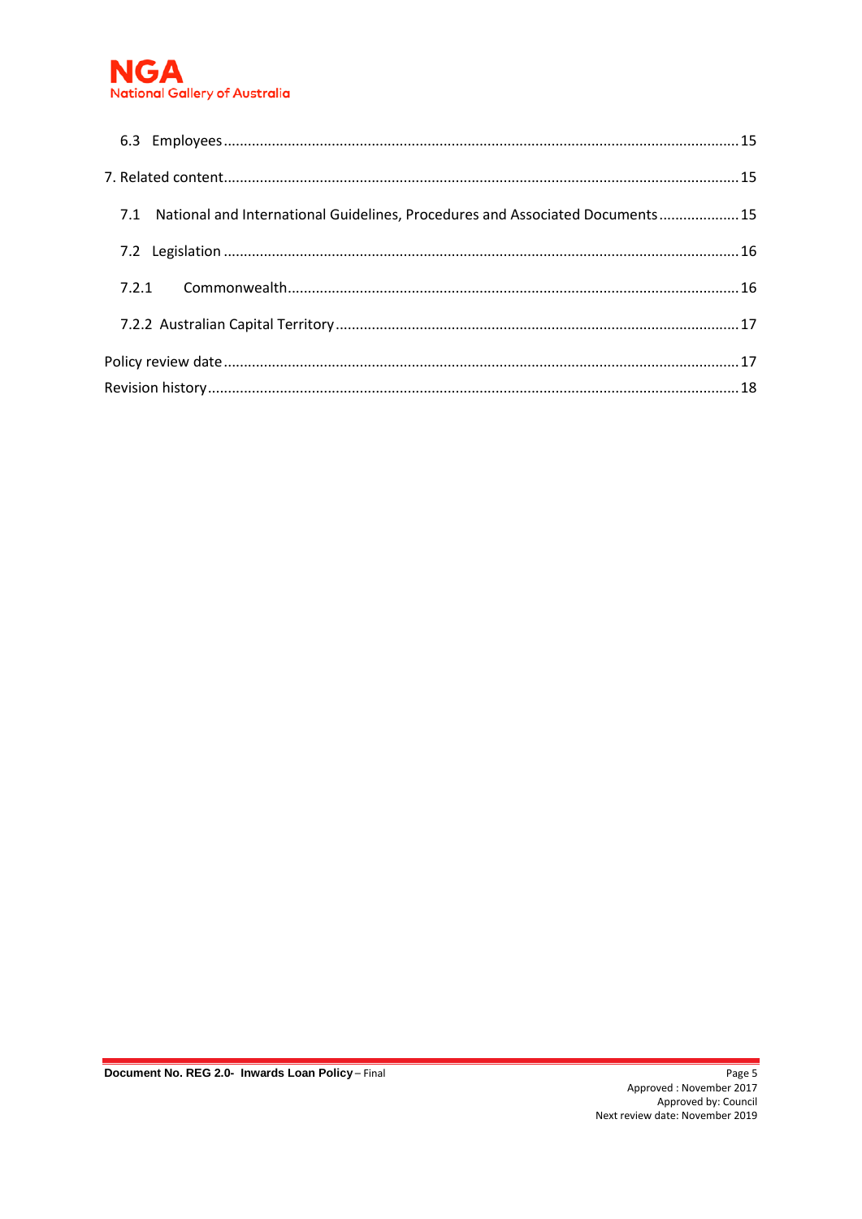6.3 Employees ..... 15

7. Related content ..... 15

7.1 National and International Guidelines, Procedures and Associated Documents ..... 15

7.2 Legislation ..... 16

7.2.1 Commonwealth ..... 16

7.2.2 Australian Capital Territory ..... 17

Policy review date ..... 17

Revision history ..... 18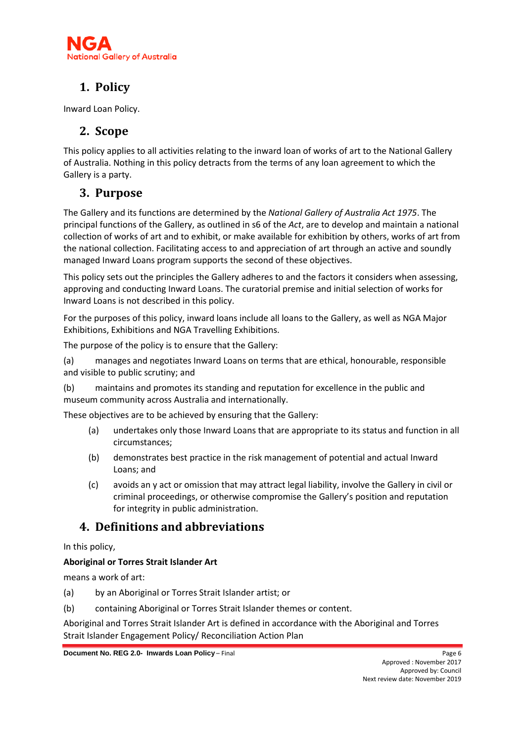## 1. Policy

Inward Loan Policy.

## 2. Scope

This policy applies to all activities relating to the inward loan of works of art to the National Gallery of Australia. Nothing in this policy detracts from the terms of any loan agreement to which the Gallery is a party.

## 3. Purpose

The Gallery and its functions are determined by the *National Gallery of Australia Act 1975*. The principal functions of the Gallery, as outlined in s6 of the *Act*, are to develop and maintain a national collection of works of art and to exhibit, or make available for exhibition by others, works of art from the national collection. Facilitating access to and appreciation of art through an active and soundly managed Inward Loans program supports the second of these objectives.

This policy sets out the principles the Gallery adheres to and the factors it considers when assessing, approving and conducting Inward Loans. The curatorial premise and initial selection of works for Inward Loans is not described in this policy.

For the purposes of this policy, inward loans include all loans to the Gallery, as well as NGA Major Exhibitions, Exhibitions and NGA Travelling Exhibitions.

The purpose of the policy is to ensure that the Gallery:

(a) manages and negotiates Inward Loans on terms that are ethical, honourable, responsible and visible to public scrutiny; and

(b) maintains and promotes its standing and reputation for excellence in the public and museum community across Australia and internationally.

These objectives are to be achieved by ensuring that the Gallery:

(a) undertakes only those Inward Loans that are appropriate to its status and function in all circumstances;

(b) demonstrates best practice in the risk management of potential and actual Inward Loans; and

(c) avoids an y act or omission that may attract legal liability, involve the Gallery in civil or criminal proceedings, or otherwise compromise the Gallery's position and reputation for integrity in public administration.

## 4. Definitions and abbreviations

In this policy,

**Aboriginal or Torres Strait Islander Art**

means a work of art:

(a) by an Aboriginal or Torres Strait Islander artist; or

(b) containing Aboriginal or Torres Strait Islander themes or content.

Aboriginal and Torres Strait Islander Art is defined in accordance with the Aboriginal and Torres Strait Islander Engagement Policy/ Reconciliation Action Plan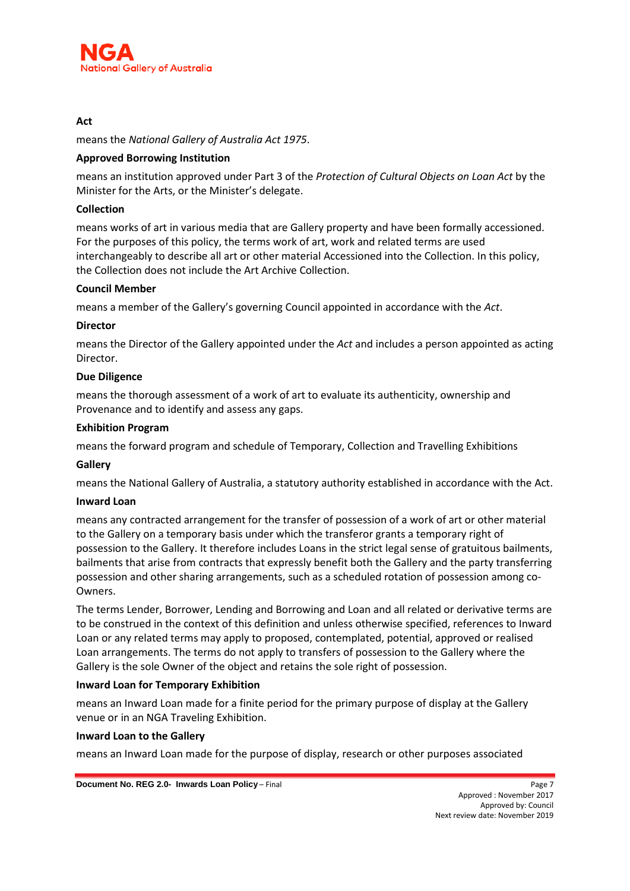**Act**

means the *National Gallery of Australia Act 1975*.

**Approved Borrowing Institution**

means an institution approved under Part 3 of the *Protection of Cultural Objects on Loan Act* by the Minister for the Arts, or the Minister's delegate.

**Collection**

means works of art in various media that are Gallery property and have been formally accessioned. For the purposes of this policy, the terms work of art, work and related terms are used interchangeably to describe all art or other material Accessioned into the Collection. In this policy, the Collection does not include the Art Archive Collection.

**Council Member**

means a member of the Gallery's governing Council appointed in accordance with the *Act*.

**Director**

means the Director of the Gallery appointed under the *Act* and includes a person appointed as acting Director.

**Due Diligence**

means the thorough assessment of a work of art to evaluate its authenticity, ownership and Provenance and to identify and assess any gaps.

**Exhibition Program**

means the forward program and schedule of Temporary, Collection and Travelling Exhibitions

**Gallery**

means the National Gallery of Australia, a statutory authority established in accordance with the Act.

**Inward Loan**

means any contracted arrangement for the transfer of possession of a work of art or other material to the Gallery on a temporary basis under which the transferor grants a temporary right of possession to the Gallery. It therefore includes Loans in the strict legal sense of gratuitous bailments, bailments that arise from contracts that expressly benefit both the Gallery and the party transferring possession and other sharing arrangements, such as a scheduled rotation of possession among co-Owners.

The terms Lender, Borrower, Lending and Borrowing and Loan and all related or derivative terms are to be construed in the context of this definition and unless otherwise specified, references to Inward Loan or any related terms may apply to proposed, contemplated, potential, approved or realised Loan arrangements. The terms do not apply to transfers of possession to the Gallery where the Gallery is the sole Owner of the object and retains the sole right of possession.

**Inward Loan for Temporary Exhibition**

means an Inward Loan made for a finite period for the primary purpose of display at the Gallery venue or in an NGA Traveling Exhibition.

**Inward Loan to the Gallery**

means an Inward Loan made for the purpose of display, research or other purposes associated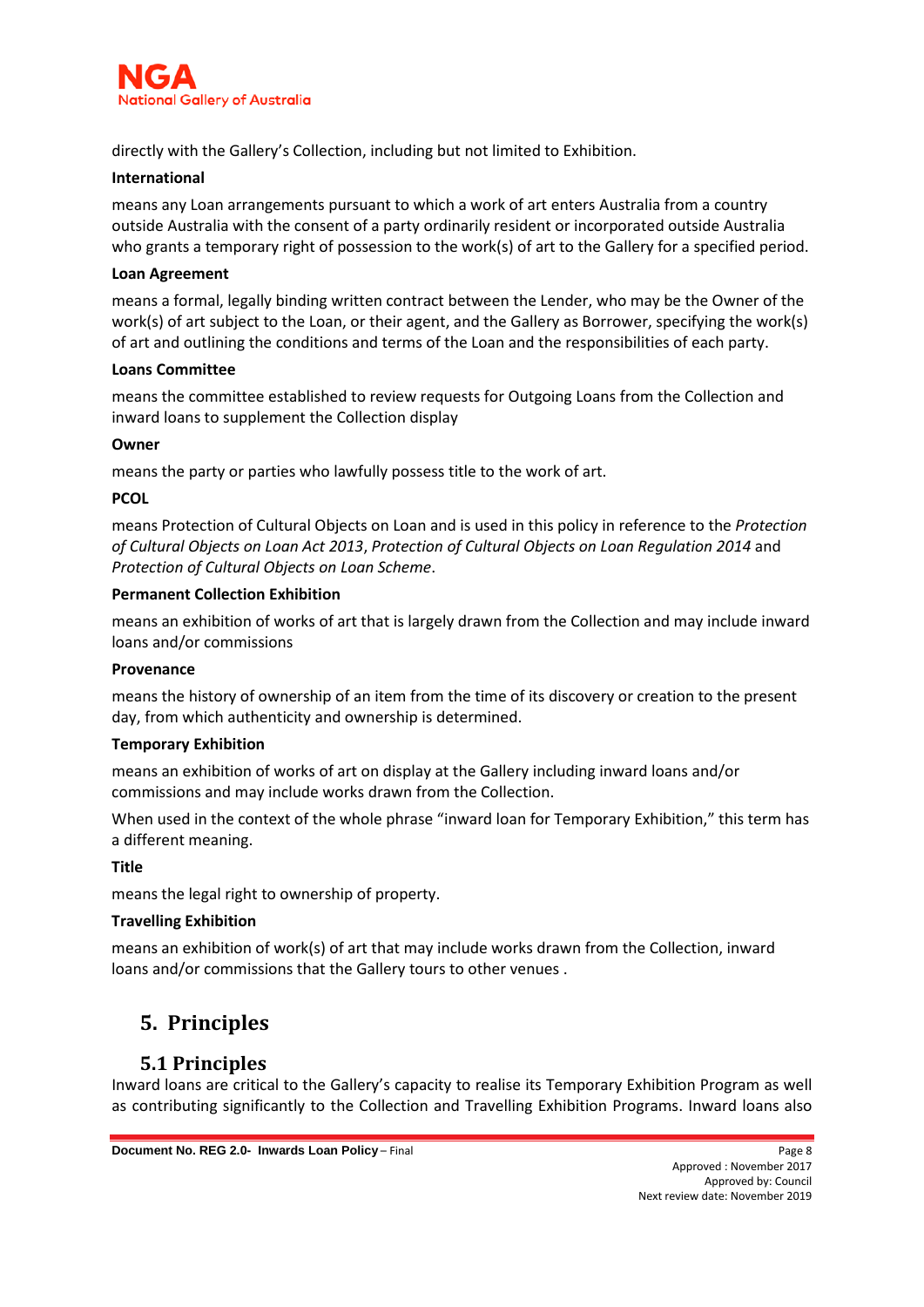directly with the Gallery's Collection, including but not limited to Exhibition.

**International**

means any Loan arrangements pursuant to which a work of art enters Australia from a country outside Australia with the consent of a party ordinarily resident or incorporated outside Australia who grants a temporary right of possession to the work(s) of art to the Gallery for a specified period.

**Loan Agreement**

means a formal, legally binding written contract between the Lender, who may be the Owner of the work(s) of art subject to the Loan, or their agent, and the Gallery as Borrower, specifying the work(s) of art and outlining the conditions and terms of the Loan and the responsibilities of each party.

**Loans Committee**

means the committee established to review requests for Outgoing Loans from the Collection and inward loans to supplement the Collection display

**Owner**

means the party or parties who lawfully possess title to the work of art.

**PCOL**

means Protection of Cultural Objects on Loan and is used in this policy in reference to the *Protection of Cultural Objects on Loan Act 2013*, *Protection of Cultural Objects on Loan Regulation 2014* and *Protection of Cultural Objects on Loan Scheme*.

**Permanent Collection Exhibition**

means an exhibition of works of art that is largely drawn from the Collection and may include inward loans and/or commissions

**Provenance**

means the history of ownership of an item from the time of its discovery or creation to the present day, from which authenticity and ownership is determined.

**Temporary Exhibition**

means an exhibition of works of art on display at the Gallery including inward loans and/or commissions and may include works drawn from the Collection.

When used in the context of the whole phrase "inward loan for Temporary Exhibition," this term has a different meaning.

**Title**

means the legal right to ownership of property.

**Travelling Exhibition**

means an exhibition of work(s) of art that may include works drawn from the Collection, inward loans and/or commissions that the Gallery tours to other venues .

# 5. Principles

## 5.1 Principles

Inward loans are critical to the Gallery's capacity to realise its Temporary Exhibition Program as well as contributing significantly to the Collection and Travelling Exhibition Programs. Inward loans also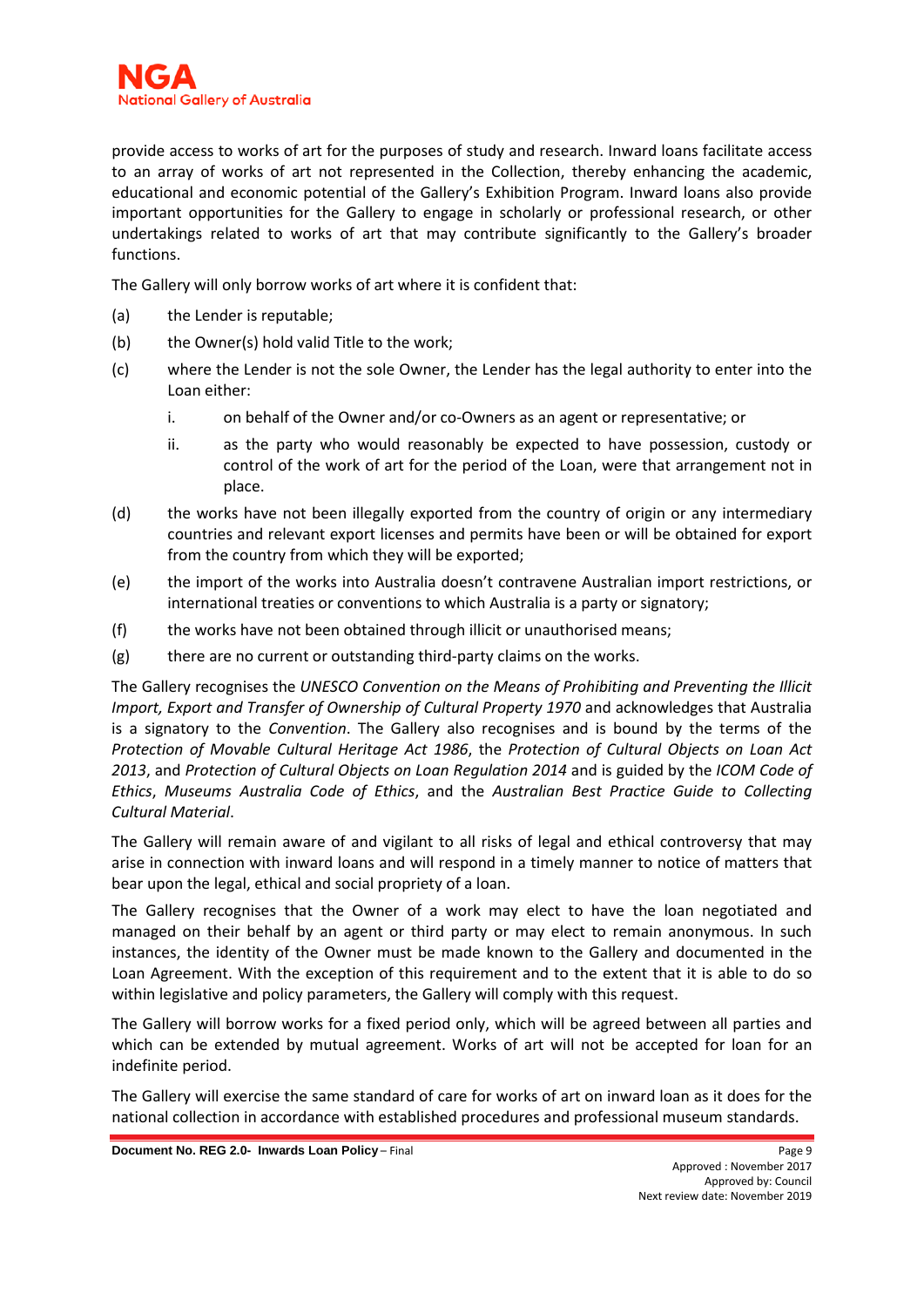provide access to works of art for the purposes of study and research. Inward loans facilitate access to an array of works of art not represented in the Collection, thereby enhancing the academic, educational and economic potential of the Gallery's Exhibition Program. Inward loans also provide important opportunities for the Gallery to engage in scholarly or professional research, or other undertakings related to works of art that may contribute significantly to the Gallery's broader functions.

The Gallery will only borrow works of art where it is confident that:

(a) the Lender is reputable;

(b) the Owner(s) hold valid Title to the work;

(c) where the Lender is not the sole Owner, the Lender has the legal authority to enter into the Loan either:

  i. on behalf of the Owner and/or co-Owners as an agent or representative; or

  ii. as the party who would reasonably be expected to have possession, custody or control of the work of art for the period of the Loan, were that arrangement not in place.

(d) the works have not been illegally exported from the country of origin or any intermediary countries and relevant export licenses and permits have been or will be obtained for export from the country from which they will be exported;

(e) the import of the works into Australia doesn't contravene Australian import restrictions, or international treaties or conventions to which Australia is a party or signatory;

(f) the works have not been obtained through illicit or unauthorised means;

(g) there are no current or outstanding third-party claims on the works.

The Gallery recognises the *UNESCO Convention on the Means of Prohibiting and Preventing the Illicit Import, Export and Transfer of Ownership of Cultural Property 1970* and acknowledges that Australia is a signatory to the *Convention*. The Gallery also recognises and is bound by the terms of the *Protection of Movable Cultural Heritage Act 1986*, the *Protection of Cultural Objects on Loan Act 2013*, and *Protection of Cultural Objects on Loan Regulation 2014* and is guided by the *ICOM Code of Ethics*, *Museums Australia Code of Ethics*, and the *Australian Best Practice Guide to Collecting Cultural Material*.

The Gallery will remain aware of and vigilant to all risks of legal and ethical controversy that may arise in connection with inward loans and will respond in a timely manner to notice of matters that bear upon the legal, ethical and social propriety of a loan.

The Gallery recognises that the Owner of a work may elect to have the loan negotiated and managed on their behalf by an agent or third party or may elect to remain anonymous. In such instances, the identity of the Owner must be made known to the Gallery and documented in the Loan Agreement. With the exception of this requirement and to the extent that it is able to do so within legislative and policy parameters, the Gallery will comply with this request.

The Gallery will borrow works for a fixed period only, which will be agreed between all parties and which can be extended by mutual agreement. Works of art will not be accepted for loan for an indefinite period.

The Gallery will exercise the same standard of care for works of art on inward loan as it does for the national collection in accordance with established procedures and professional museum standards.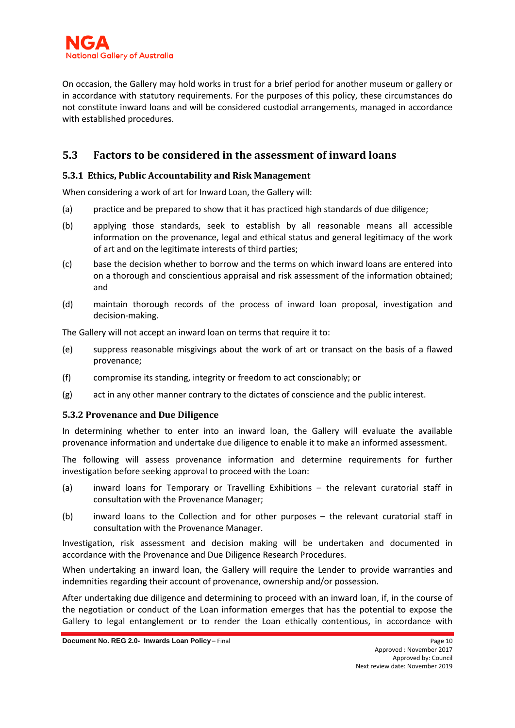On occasion, the Gallery may hold works in trust for a brief period for another museum or gallery or in accordance with statutory requirements. For the purposes of this policy, these circumstances do not constitute inward loans and will be considered custodial arrangements, managed in accordance with established procedures.

## 5.3 Factors to be considered in the assessment of inward loans

### 5.3.1 Ethics, Public Accountability and Risk Management

When considering a work of art for Inward Loan, the Gallery will:

(a) practice and be prepared to show that it has practiced high standards of due diligence;

(b) applying those standards, seek to establish by all reasonable means all accessible information on the provenance, legal and ethical status and general legitimacy of the work of art and on the legitimate interests of third parties;

(c) base the decision whether to borrow and the terms on which inward loans are entered into on a thorough and conscientious appraisal and risk assessment of the information obtained; and

(d) maintain thorough records of the process of inward loan proposal, investigation and decision-making.

The Gallery will not accept an inward loan on terms that require it to:

(e) suppress reasonable misgivings about the work of art or transact on the basis of a flawed provenance;

(f) compromise its standing, integrity or freedom to act conscionably; or

(g) act in any other manner contrary to the dictates of conscience and the public interest.

### 5.3.2 Provenance and Due Diligence

In determining whether to enter into an inward loan, the Gallery will evaluate the available provenance information and undertake due diligence to enable it to make an informed assessment.

The following will assess provenance information and determine requirements for further investigation before seeking approval to proceed with the Loan:

(a) inward loans for Temporary or Travelling Exhibitions – the relevant curatorial staff in consultation with the Provenance Manager;

(b) inward loans to the Collection and for other purposes – the relevant curatorial staff in consultation with the Provenance Manager.

Investigation, risk assessment and decision making will be undertaken and documented in accordance with the Provenance and Due Diligence Research Procedures.

When undertaking an inward loan, the Gallery will require the Lender to provide warranties and indemnities regarding their account of provenance, ownership and/or possession.

After undertaking due diligence and determining to proceed with an inward loan, if, in the course of the negotiation or conduct of the Loan information emerges that has the potential to expose the Gallery to legal entanglement or to render the Loan ethically contentious, in accordance with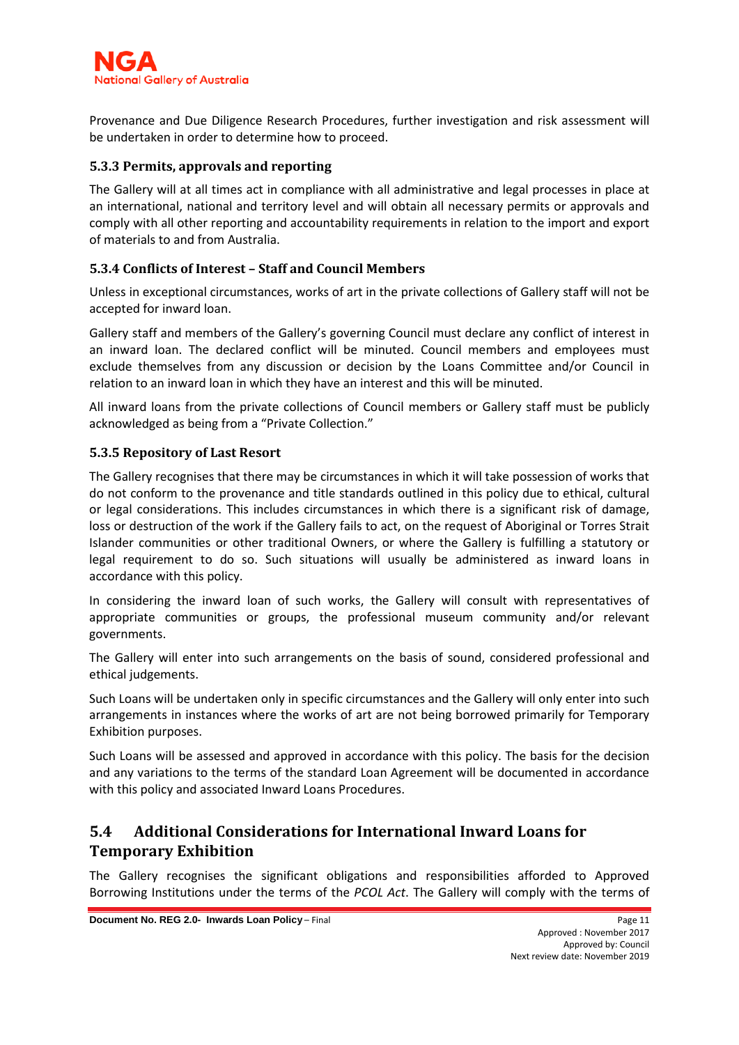Provenance and Due Diligence Research Procedures, further investigation and risk assessment will be undertaken in order to determine how to proceed.

### 5.3.3 Permits, approvals and reporting

The Gallery will at all times act in compliance with all administrative and legal processes in place at an international, national and territory level and will obtain all necessary permits or approvals and comply with all other reporting and accountability requirements in relation to the import and export of materials to and from Australia.

### 5.3.4 Conflicts of Interest – Staff and Council Members

Unless in exceptional circumstances, works of art in the private collections of Gallery staff will not be accepted for inward loan.

Gallery staff and members of the Gallery's governing Council must declare any conflict of interest in an inward loan. The declared conflict will be minuted. Council members and employees must exclude themselves from any discussion or decision by the Loans Committee and/or Council in relation to an inward loan in which they have an interest and this will be minuted.

All inward loans from the private collections of Council members or Gallery staff must be publicly acknowledged as being from a "Private Collection."

### 5.3.5 Repository of Last Resort

The Gallery recognises that there may be circumstances in which it will take possession of works that do not conform to the provenance and title standards outlined in this policy due to ethical, cultural or legal considerations. This includes circumstances in which there is a significant risk of damage, loss or destruction of the work if the Gallery fails to act, on the request of Aboriginal or Torres Strait Islander communities or other traditional Owners, or where the Gallery is fulfilling a statutory or legal requirement to do so. Such situations will usually be administered as inward loans in accordance with this policy.

In considering the inward loan of such works, the Gallery will consult with representatives of appropriate communities or groups, the professional museum community and/or relevant governments.

The Gallery will enter into such arrangements on the basis of sound, considered professional and ethical judgements.

Such Loans will be undertaken only in specific circumstances and the Gallery will only enter into such arrangements in instances where the works of art are not being borrowed primarily for Temporary Exhibition purposes.

Such Loans will be assessed and approved in accordance with this policy. The basis for the decision and any variations to the terms of the standard Loan Agreement will be documented in accordance with this policy and associated Inward Loans Procedures.

## 5.4 Additional Considerations for International Inward Loans for Temporary Exhibition

The Gallery recognises the significant obligations and responsibilities afforded to Approved Borrowing Institutions under the terms of the *PCOL Act*. The Gallery will comply with the terms of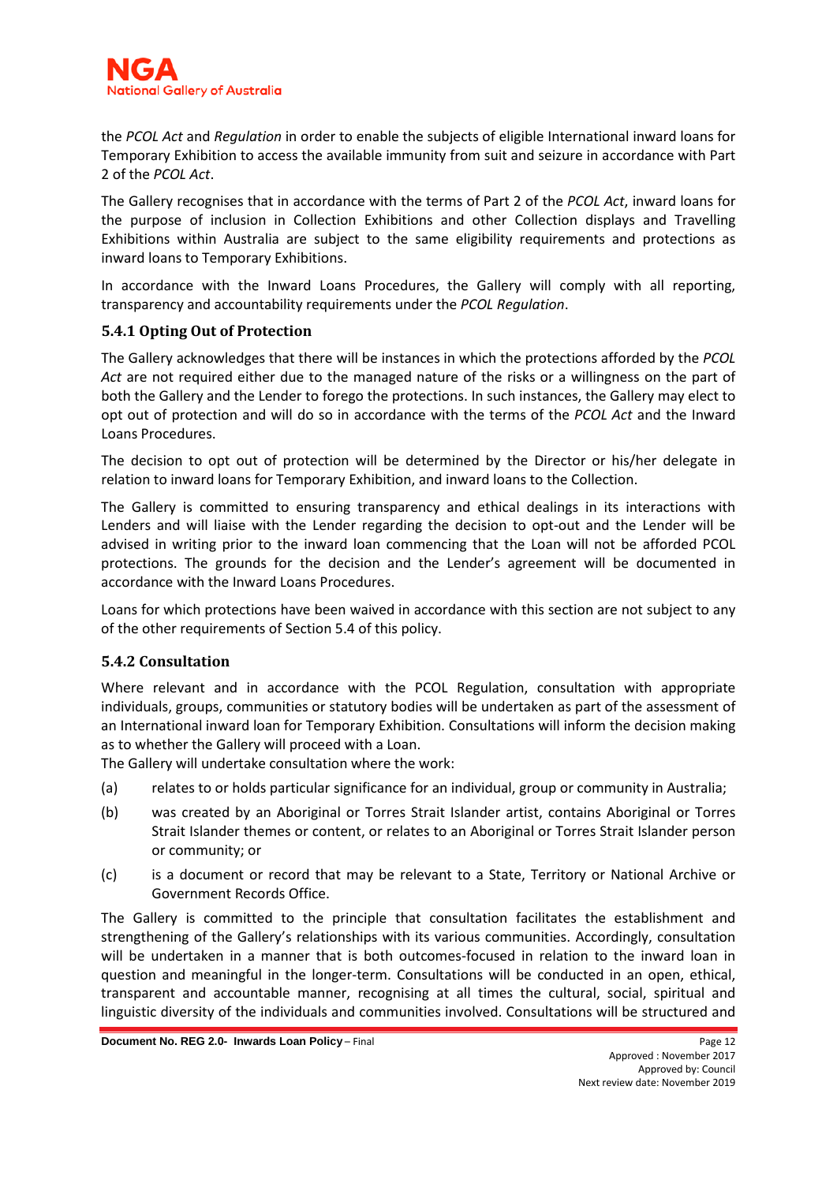the *PCOL Act* and *Regulation* in order to enable the subjects of eligible International inward loans for Temporary Exhibition to access the available immunity from suit and seizure in accordance with Part 2 of the *PCOL Act*.

The Gallery recognises that in accordance with the terms of Part 2 of the *PCOL Act*, inward loans for the purpose of inclusion in Collection Exhibitions and other Collection displays and Travelling Exhibitions within Australia are subject to the same eligibility requirements and protections as inward loans to Temporary Exhibitions.

In accordance with the Inward Loans Procedures, the Gallery will comply with all reporting, transparency and accountability requirements under the *PCOL Regulation*.

### 5.4.1 Opting Out of Protection

The Gallery acknowledges that there will be instances in which the protections afforded by the *PCOL Act* are not required either due to the managed nature of the risks or a willingness on the part of both the Gallery and the Lender to forego the protections. In such instances, the Gallery may elect to opt out of protection and will do so in accordance with the terms of the *PCOL Act* and the Inward Loans Procedures.

The decision to opt out of protection will be determined by the Director or his/her delegate in relation to inward loans for Temporary Exhibition, and inward loans to the Collection.

The Gallery is committed to ensuring transparency and ethical dealings in its interactions with Lenders and will liaise with the Lender regarding the decision to opt-out and the Lender will be advised in writing prior to the inward loan commencing that the Loan will not be afforded PCOL protections. The grounds for the decision and the Lender's agreement will be documented in accordance with the Inward Loans Procedures.

Loans for which protections have been waived in accordance with this section are not subject to any of the other requirements of Section 5.4 of this policy.

### 5.4.2 Consultation

Where relevant and in accordance with the PCOL Regulation, consultation with appropriate individuals, groups, communities or statutory bodies will be undertaken as part of the assessment of an International inward loan for Temporary Exhibition. Consultations will inform the decision making as to whether the Gallery will proceed with a Loan.

The Gallery will undertake consultation where the work:

(a) relates to or holds particular significance for an individual, group or community in Australia;

(b) was created by an Aboriginal or Torres Strait Islander artist, contains Aboriginal or Torres Strait Islander themes or content, or relates to an Aboriginal or Torres Strait Islander person or community; or

(c) is a document or record that may be relevant to a State, Territory or National Archive or Government Records Office.

The Gallery is committed to the principle that consultation facilitates the establishment and strengthening of the Gallery's relationships with its various communities. Accordingly, consultation will be undertaken in a manner that is both outcomes-focused in relation to the inward loan in question and meaningful in the longer-term. Consultations will be conducted in an open, ethical, transparent and accountable manner, recognising at all times the cultural, social, spiritual and linguistic diversity of the individuals and communities involved. Consultations will be structured and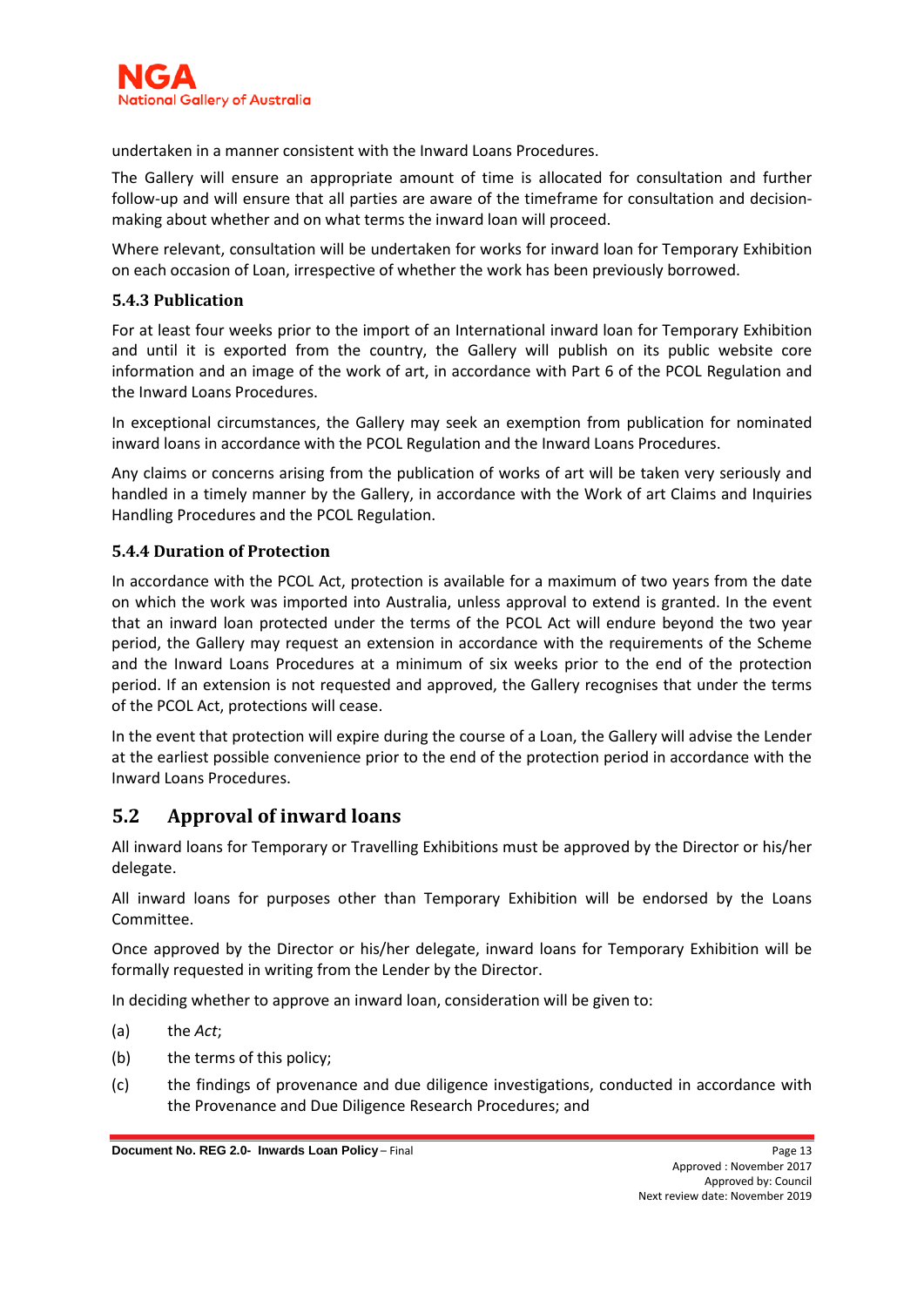undertaken in a manner consistent with the Inward Loans Procedures.

The Gallery will ensure an appropriate amount of time is allocated for consultation and further follow-up and will ensure that all parties are aware of the timeframe for consultation and decision-making about whether and on what terms the inward loan will proceed.

Where relevant, consultation will be undertaken for works for inward loan for Temporary Exhibition on each occasion of Loan, irrespective of whether the work has been previously borrowed.

### 5.4.3 Publication

For at least four weeks prior to the import of an International inward loan for Temporary Exhibition and until it is exported from the country, the Gallery will publish on its public website core information and an image of the work of art, in accordance with Part 6 of the PCOL Regulation and the Inward Loans Procedures.

In exceptional circumstances, the Gallery may seek an exemption from publication for nominated inward loans in accordance with the PCOL Regulation and the Inward Loans Procedures.

Any claims or concerns arising from the publication of works of art will be taken very seriously and handled in a timely manner by the Gallery, in accordance with the Work of art Claims and Inquiries Handling Procedures and the PCOL Regulation.

### 5.4.4 Duration of Protection

In accordance with the PCOL Act, protection is available for a maximum of two years from the date on which the work was imported into Australia, unless approval to extend is granted. In the event that an inward loan protected under the terms of the PCOL Act will endure beyond the two year period, the Gallery may request an extension in accordance with the requirements of the Scheme and the Inward Loans Procedures at a minimum of six weeks prior to the end of the protection period. If an extension is not requested and approved, the Gallery recognises that under the terms of the PCOL Act, protections will cease.

In the event that protection will expire during the course of a Loan, the Gallery will advise the Lender at the earliest possible convenience prior to the end of the protection period in accordance with the Inward Loans Procedures.

## 5.2 Approval of inward loans

All inward loans for Temporary or Travelling Exhibitions must be approved by the Director or his/her delegate.

All inward loans for purposes other than Temporary Exhibition will be endorsed by the Loans Committee.

Once approved by the Director or his/her delegate, inward loans for Temporary Exhibition will be formally requested in writing from the Lender by the Director.

In deciding whether to approve an inward loan, consideration will be given to:

(a) the *Act*;

(b) the terms of this policy;

(c) the findings of provenance and due diligence investigations, conducted in accordance with the Provenance and Due Diligence Research Procedures; and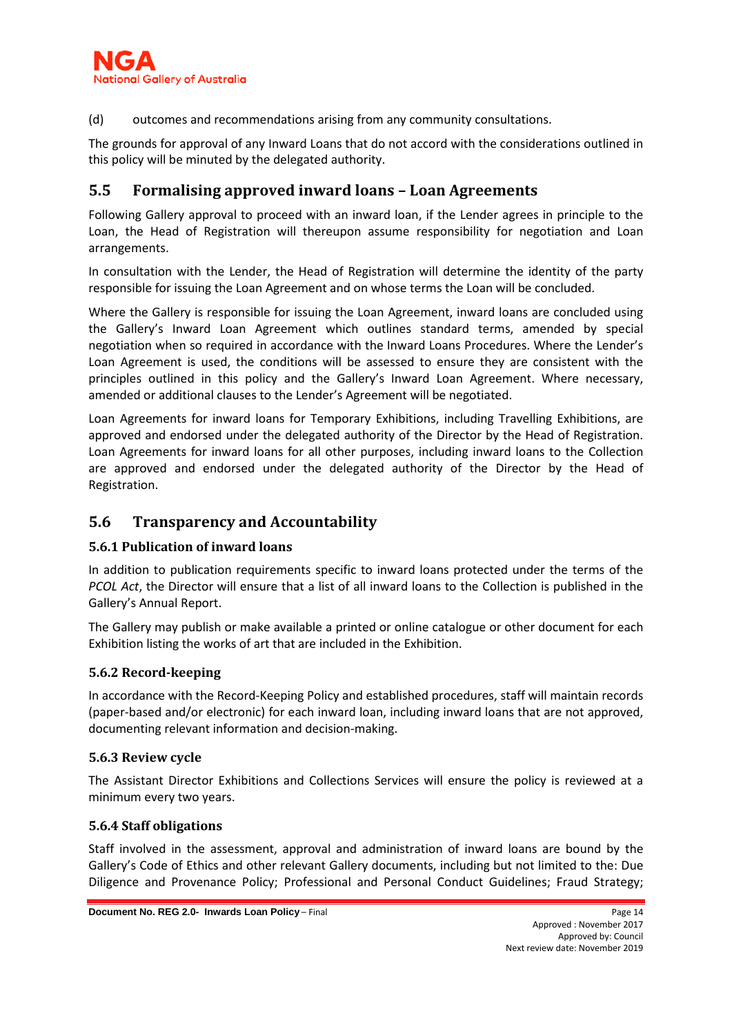(d) outcomes and recommendations arising from any community consultations.

The grounds for approval of any Inward Loans that do not accord with the considerations outlined in this policy will be minuted by the delegated authority.

## 5.5 Formalising approved inward loans – Loan Agreements

Following Gallery approval to proceed with an inward loan, if the Lender agrees in principle to the Loan, the Head of Registration will thereupon assume responsibility for negotiation and Loan arrangements.

In consultation with the Lender, the Head of Registration will determine the identity of the party responsible for issuing the Loan Agreement and on whose terms the Loan will be concluded.

Where the Gallery is responsible for issuing the Loan Agreement, inward loans are concluded using the Gallery's Inward Loan Agreement which outlines standard terms, amended by special negotiation when so required in accordance with the Inward Loans Procedures. Where the Lender's Loan Agreement is used, the conditions will be assessed to ensure they are consistent with the principles outlined in this policy and the Gallery's Inward Loan Agreement. Where necessary, amended or additional clauses to the Lender's Agreement will be negotiated.

Loan Agreements for inward loans for Temporary Exhibitions, including Travelling Exhibitions, are approved and endorsed under the delegated authority of the Director by the Head of Registration. Loan Agreements for inward loans for all other purposes, including inward loans to the Collection are approved and endorsed under the delegated authority of the Director by the Head of Registration.

## 5.6 Transparency and Accountability

### 5.6.1 Publication of inward loans

In addition to publication requirements specific to inward loans protected under the terms of the *PCOL Act*, the Director will ensure that a list of all inward loans to the Collection is published in the Gallery's Annual Report.

The Gallery may publish or make available a printed or online catalogue or other document for each Exhibition listing the works of art that are included in the Exhibition.

### 5.6.2 Record-keeping

In accordance with the Record-Keeping Policy and established procedures, staff will maintain records (paper-based and/or electronic) for each inward loan, including inward loans that are not approved, documenting relevant information and decision-making.

### 5.6.3 Review cycle

The Assistant Director Exhibitions and Collections Services will ensure the policy is reviewed at a minimum every two years.

### 5.6.4 Staff obligations

Staff involved in the assessment, approval and administration of inward loans are bound by the Gallery's Code of Ethics and other relevant Gallery documents, including but not limited to the: Due Diligence and Provenance Policy; Professional and Personal Conduct Guidelines; Fraud Strategy;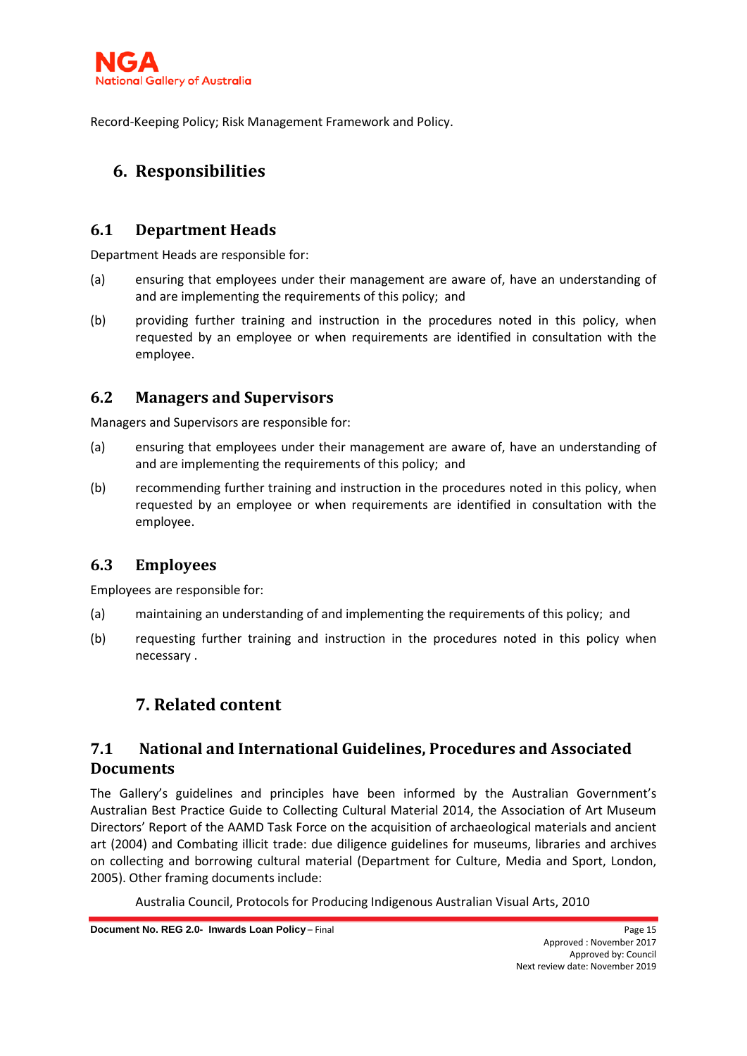Record-Keeping Policy; Risk Management Framework and Policy.

## 6. Responsibilities

### 6.1 Department Heads

Department Heads are responsible for:

(a) ensuring that employees under their management are aware of, have an understanding of and are implementing the requirements of this policy; and

(b) providing further training and instruction in the procedures noted in this policy, when requested by an employee or when requirements are identified in consultation with the employee.

### 6.2 Managers and Supervisors

Managers and Supervisors are responsible for:

(a) ensuring that employees under their management are aware of, have an understanding of and are implementing the requirements of this policy; and

(b) recommending further training and instruction in the procedures noted in this policy, when requested by an employee or when requirements are identified in consultation with the employee.

### 6.3 Employees

Employees are responsible for:

(a) maintaining an understanding of and implementing the requirements of this policy; and

(b) requesting further training and instruction in the procedures noted in this policy when necessary .

## 7. Related content

### 7.1 National and International Guidelines, Procedures and Associated Documents

The Gallery's guidelines and principles have been informed by the Australian Government's Australian Best Practice Guide to Collecting Cultural Material 2014, the Association of Art Museum Directors' Report of the AAMD Task Force on the acquisition of archaeological materials and ancient art (2004) and Combating illicit trade: due diligence guidelines for museums, libraries and archives on collecting and borrowing cultural material (Department for Culture, Media and Sport, London, 2005). Other framing documents include:

Australia Council, Protocols for Producing Indigenous Australian Visual Arts, 2010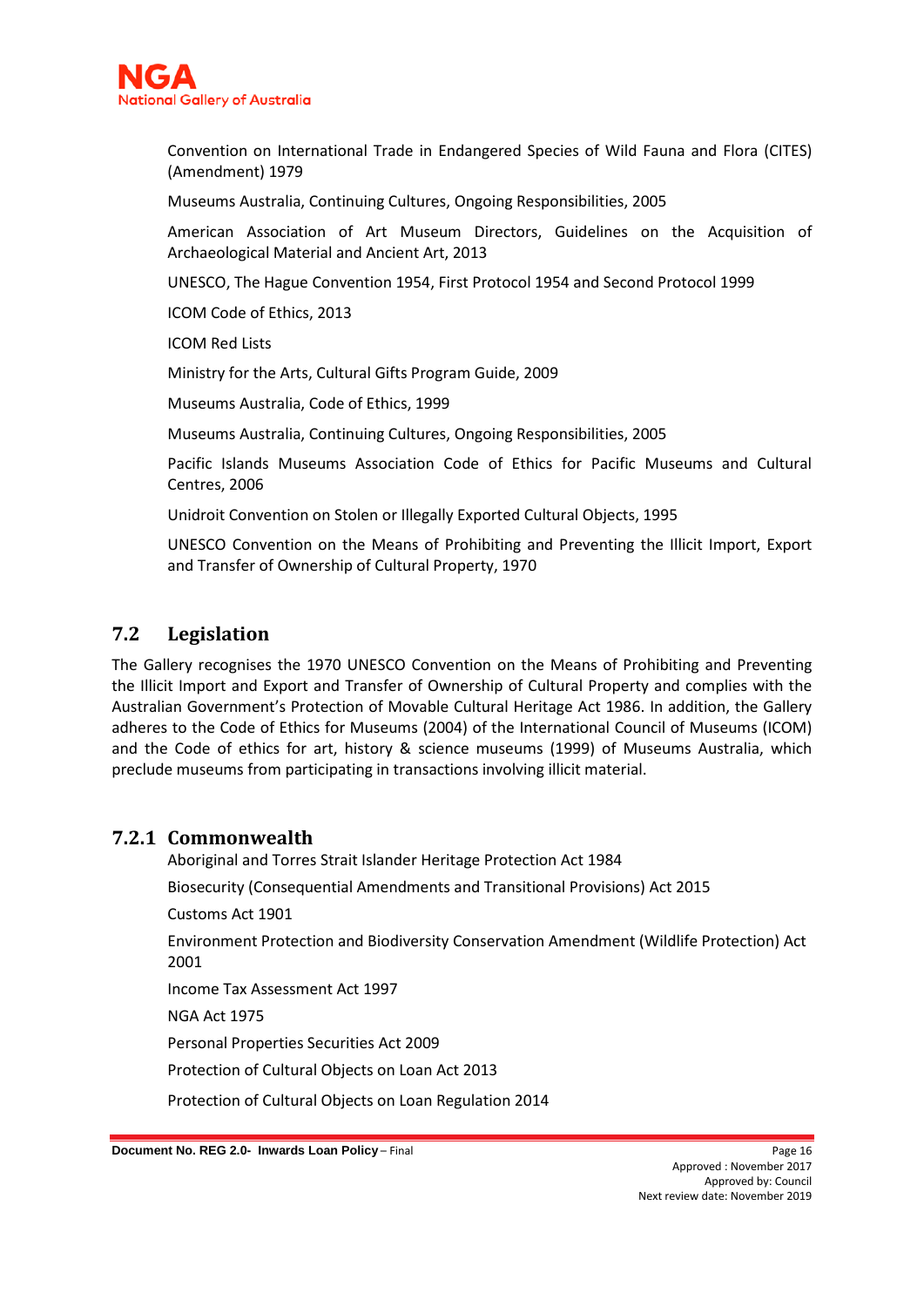Convention on International Trade in Endangered Species of Wild Fauna and Flora (CITES) (Amendment) 1979

Museums Australia, Continuing Cultures, Ongoing Responsibilities, 2005

American Association of Art Museum Directors, Guidelines on the Acquisition of Archaeological Material and Ancient Art, 2013

UNESCO, The Hague Convention 1954, First Protocol 1954 and Second Protocol 1999

ICOM Code of Ethics, 2013

ICOM Red Lists

Ministry for the Arts, Cultural Gifts Program Guide, 2009

Museums Australia, Code of Ethics, 1999

Museums Australia, Continuing Cultures, Ongoing Responsibilities, 2005

Pacific Islands Museums Association Code of Ethics for Pacific Museums and Cultural Centres, 2006

Unidroit Convention on Stolen or Illegally Exported Cultural Objects, 1995

UNESCO Convention on the Means of Prohibiting and Preventing the Illicit Import, Export and Transfer of Ownership of Cultural Property, 1970

## 7.2 Legislation

The Gallery recognises the 1970 UNESCO Convention on the Means of Prohibiting and Preventing the Illicit Import and Export and Transfer of Ownership of Cultural Property and complies with the Australian Government's Protection of Movable Cultural Heritage Act 1986. In addition, the Gallery adheres to the Code of Ethics for Museums (2004) of the International Council of Museums (ICOM) and the Code of ethics for art, history & science museums (1999) of Museums Australia, which preclude museums from participating in transactions involving illicit material.

### 7.2.1 Commonwealth

Aboriginal and Torres Strait Islander Heritage Protection Act 1984

Biosecurity (Consequential Amendments and Transitional Provisions) Act 2015

Customs Act 1901

Environment Protection and Biodiversity Conservation Amendment (Wildlife Protection) Act 2001

Income Tax Assessment Act 1997

NGA Act 1975

Personal Properties Securities Act 2009

Protection of Cultural Objects on Loan Act 2013

Protection of Cultural Objects on Loan Regulation 2014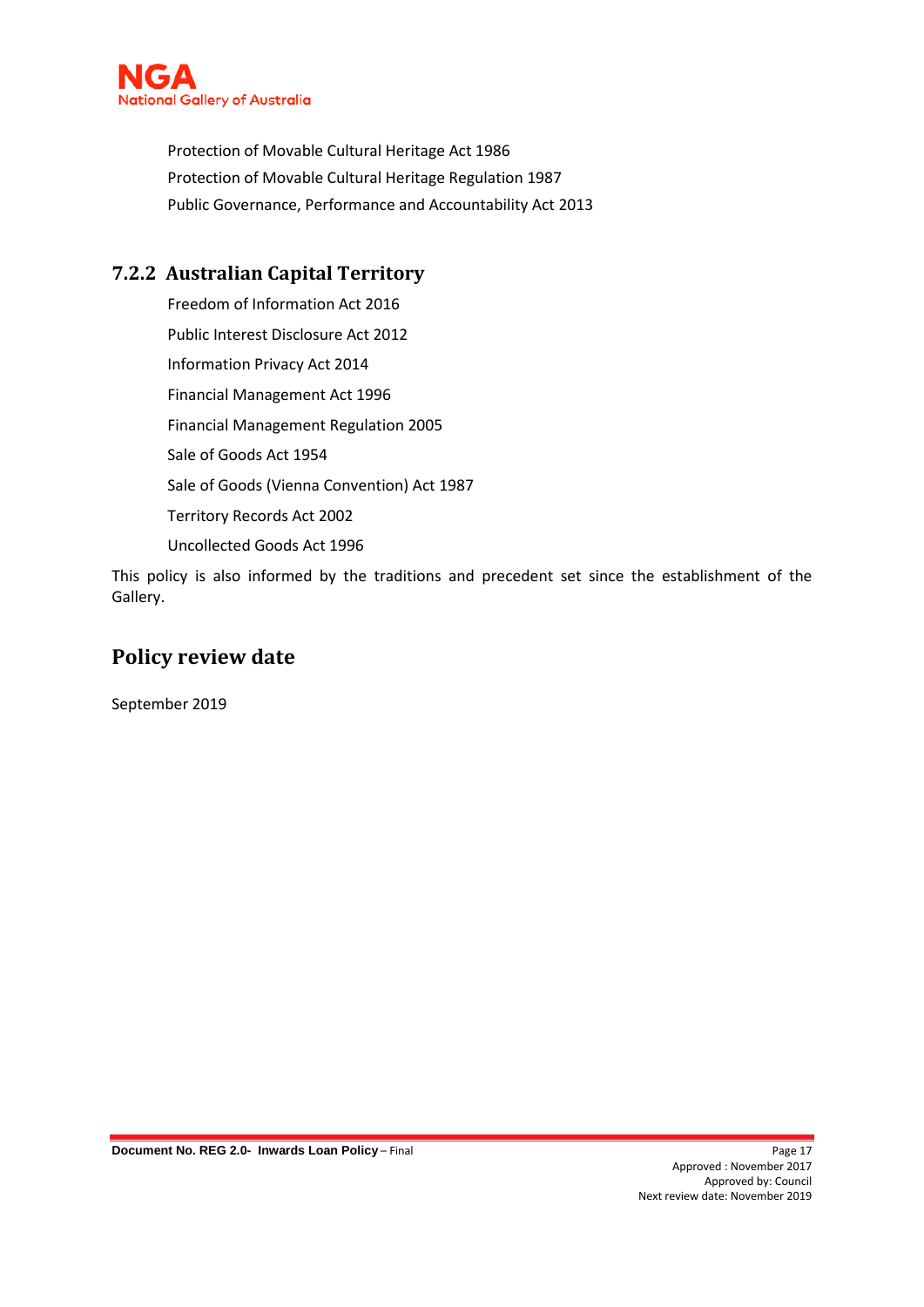Protection of Movable Cultural Heritage Act 1986

Protection of Movable Cultural Heritage Regulation 1987

Public Governance, Performance and Accountability Act 2013

### 7.2.2 Australian Capital Territory

Freedom of Information Act 2016

Public Interest Disclosure Act 2012

Information Privacy Act 2014

Financial Management Act 1996

Financial Management Regulation 2005

Sale of Goods Act 1954

Sale of Goods (Vienna Convention) Act 1987

Territory Records Act 2002

Uncollected Goods Act 1996

This policy is also informed by the traditions and precedent set since the establishment of the Gallery.

## Policy review date

September 2019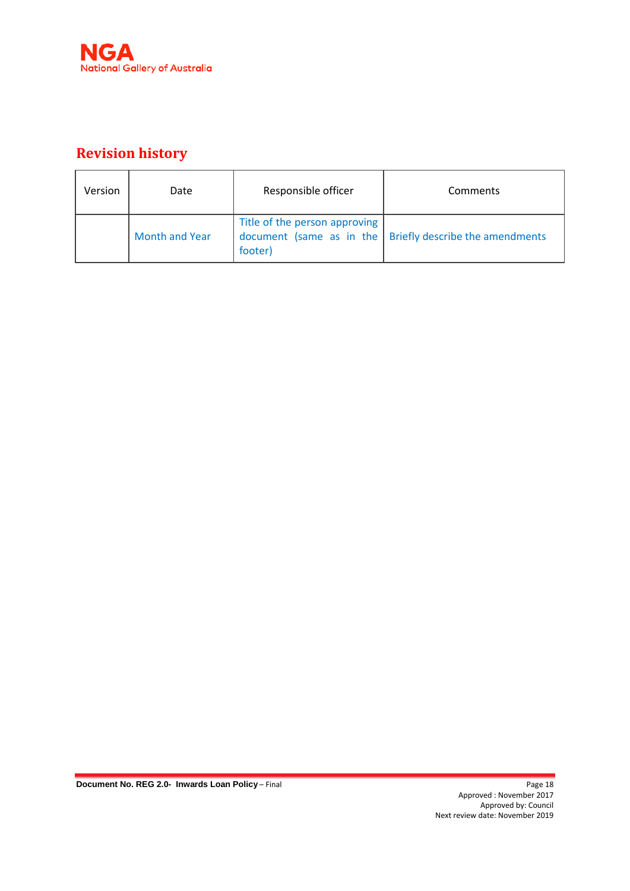## Revision history

| Version | Date | Responsible officer | Comments |
|---|---|---|---|
| | Month and Year | Title of the person approving document (same as in the footer) | Briefly describe the amendments |